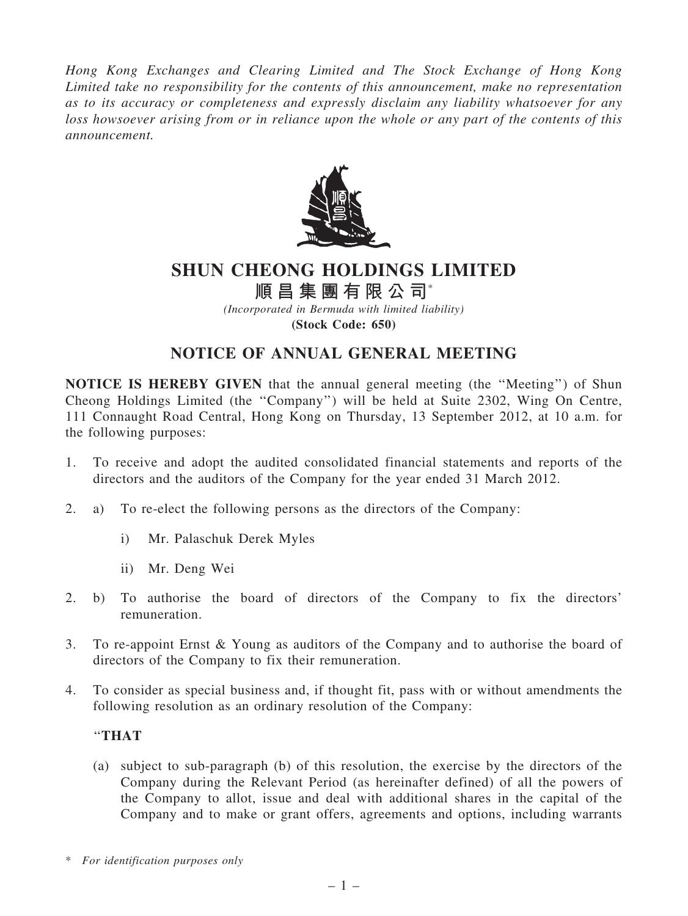*Hong Kong Exchanges and Clearing Limited and The Stock Exchange of Hong Kong Limited take no responsibility for the contents of this announcement, make no representation as to its accuracy or completeness and expressly disclaim any liability whatsoever for any loss howsoever arising from or in reliance upon the whole or any part of the contents of this announcement.*

# SHUN CHEONG HOLDINGS LIMITED

# 順昌集團有限公司*

*(Incorporated in Bermuda with limited liability)*

**(Stock Code: 650)**

## NOTICE OF ANNUAL GENERAL MEETING

**NOTICE IS HEREBY GIVEN** that the annual general meeting (the "Meeting") of Shun Cheong Holdings Limited (the "Company") will be held at Suite 2302, Wing On Centre, 111 Connaught Road Central, Hong Kong on Thursday, 13 September 2012, at 10 a.m. for the following purposes:

1. To receive and adopt the audited consolidated financial statements and reports of the directors and the auditors of the Company for the year ended 31 March 2012.

2. a) To re-elect the following persons as the directors of the Company:

   i) Mr. Palaschuk Derek Myles

   ii) Mr. Deng Wei

2. b) To authorise the board of directors of the Company to fix the directors' remuneration.

3. To re-appoint Ernst & Young as auditors of the Company and to authorise the board of directors of the Company to fix their remuneration.

4. To consider as special business and, if thought fit, pass with or without amendments the following resolution as an ordinary resolution of the Company:

   "**THAT**

   (a) subject to sub-paragraph (b) of this resolution, the exercise by the directors of the Company during the Relevant Period (as hereinafter defined) of all the powers of the Company to allot, issue and deal with additional shares in the capital of the Company and to make or grant offers, agreements and options, including warrants

\* *For identification purposes only*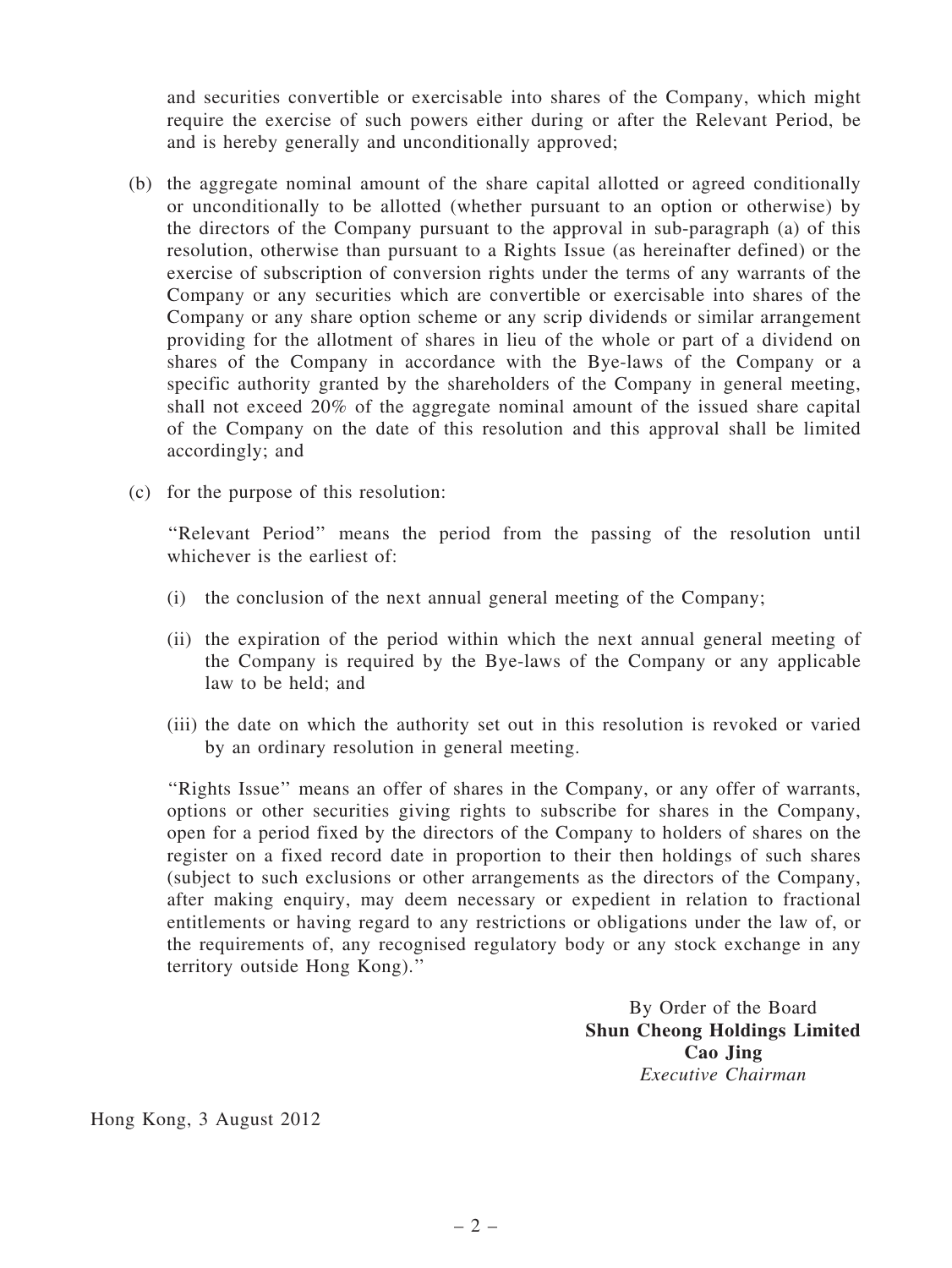and securities convertible or exercisable into shares of the Company, which might require the exercise of such powers either during or after the Relevant Period, be and is hereby generally and unconditionally approved;

(b) the aggregate nominal amount of the share capital allotted or agreed conditionally or unconditionally to be allotted (whether pursuant to an option or otherwise) by the directors of the Company pursuant to the approval in sub-paragraph (a) of this resolution, otherwise than pursuant to a Rights Issue (as hereinafter defined) or the exercise of subscription of conversion rights under the terms of any warrants of the Company or any securities which are convertible or exercisable into shares of the Company or any share option scheme or any scrip dividends or similar arrangement providing for the allotment of shares in lieu of the whole or part of a dividend on shares of the Company in accordance with the Bye-laws of the Company or a specific authority granted by the shareholders of the Company in general meeting, shall not exceed 20% of the aggregate nominal amount of the issued share capital of the Company on the date of this resolution and this approval shall be limited accordingly; and

(c) for the purpose of this resolution:

"Relevant Period" means the period from the passing of the resolution until whichever is the earliest of:

(i) the conclusion of the next annual general meeting of the Company;

(ii) the expiration of the period within which the next annual general meeting of the Company is required by the Bye-laws of the Company or any applicable law to be held; and

(iii) the date on which the authority set out in this resolution is revoked or varied by an ordinary resolution in general meeting.

"Rights Issue" means an offer of shares in the Company, or any offer of warrants, options or other securities giving rights to subscribe for shares in the Company, open for a period fixed by the directors of the Company to holders of shares on the register on a fixed record date in proportion to their then holdings of such shares (subject to such exclusions or other arrangements as the directors of the Company, after making enquiry, may deem necessary or expedient in relation to fractional entitlements or having regard to any restrictions or obligations under the law of, or the requirements of, any recognised regulatory body or any stock exchange in any territory outside Hong Kong)."

By Order of the Board
**Shun Cheong Holdings Limited**
**Cao Jing**
*Executive Chairman*

Hong Kong, 3 August 2012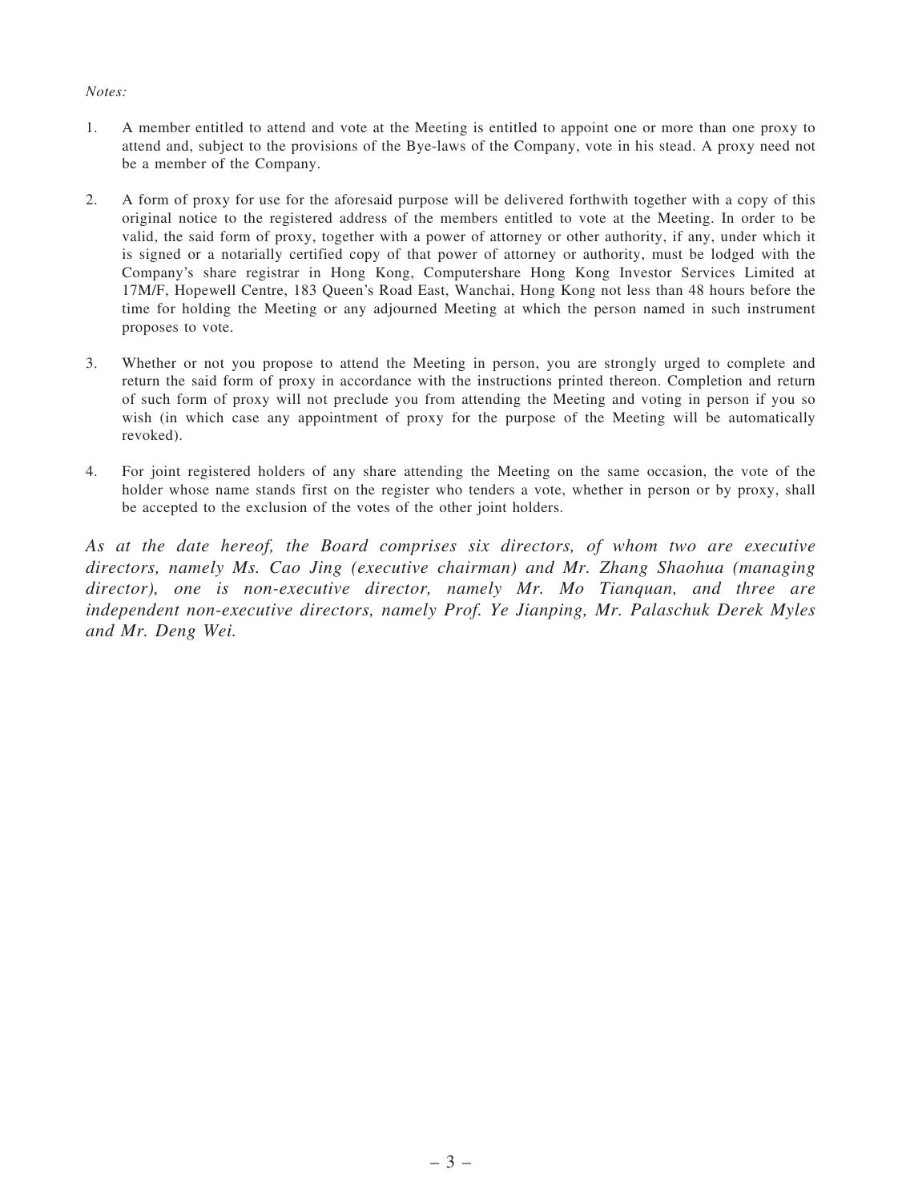*Notes:*

1. A member entitled to attend and vote at the Meeting is entitled to appoint one or more than one proxy to attend and, subject to the provisions of the Bye-laws of the Company, vote in his stead. A proxy need not be a member of the Company.

2. A form of proxy for use for the aforesaid purpose will be delivered forthwith together with a copy of this original notice to the registered address of the members entitled to vote at the Meeting. In order to be valid, the said form of proxy, together with a power of attorney or other authority, if any, under which it is signed or a notarially certified copy of that power of attorney or authority, must be lodged with the Company's share registrar in Hong Kong, Computershare Hong Kong Investor Services Limited at 17M/F, Hopewell Centre, 183 Queen's Road East, Wanchai, Hong Kong not less than 48 hours before the time for holding the Meeting or any adjourned Meeting at which the person named in such instrument proposes to vote.

3. Whether or not you propose to attend the Meeting in person, you are strongly urged to complete and return the said form of proxy in accordance with the instructions printed thereon. Completion and return of such form of proxy will not preclude you from attending the Meeting and voting in person if you so wish (in which case any appointment of proxy for the purpose of the Meeting will be automatically revoked).

4. For joint registered holders of any share attending the Meeting on the same occasion, the vote of the holder whose name stands first on the register who tenders a vote, whether in person or by proxy, shall be accepted to the exclusion of the votes of the other joint holders.

*As at the date hereof, the Board comprises six directors, of whom two are executive directors, namely Ms. Cao Jing (executive chairman) and Mr. Zhang Shaohua (managing director), one is non-executive director, namely Mr. Mo Tianquan, and three are independent non-executive directors, namely Prof. Ye Jianping, Mr. Palaschuk Derek Myles and Mr. Deng Wei.*